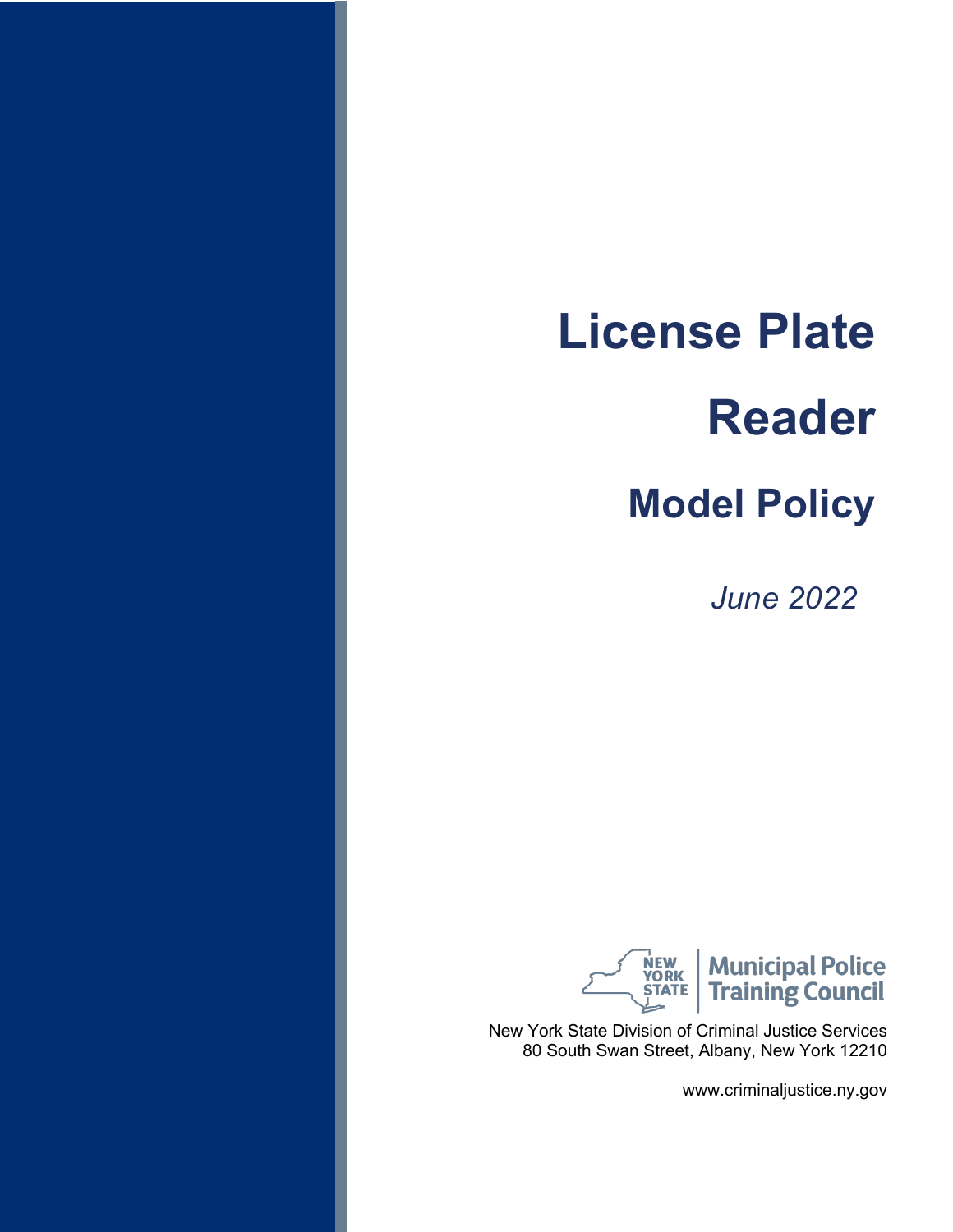# License Plate Reader

## Model Policy

*June 2022*

NEW YORK STATE | Municipal Police Training Council

New York State Division of Criminal Justice Services
80 South Swan Street, Albany, New York 12210

www.criminaljustice.ny.gov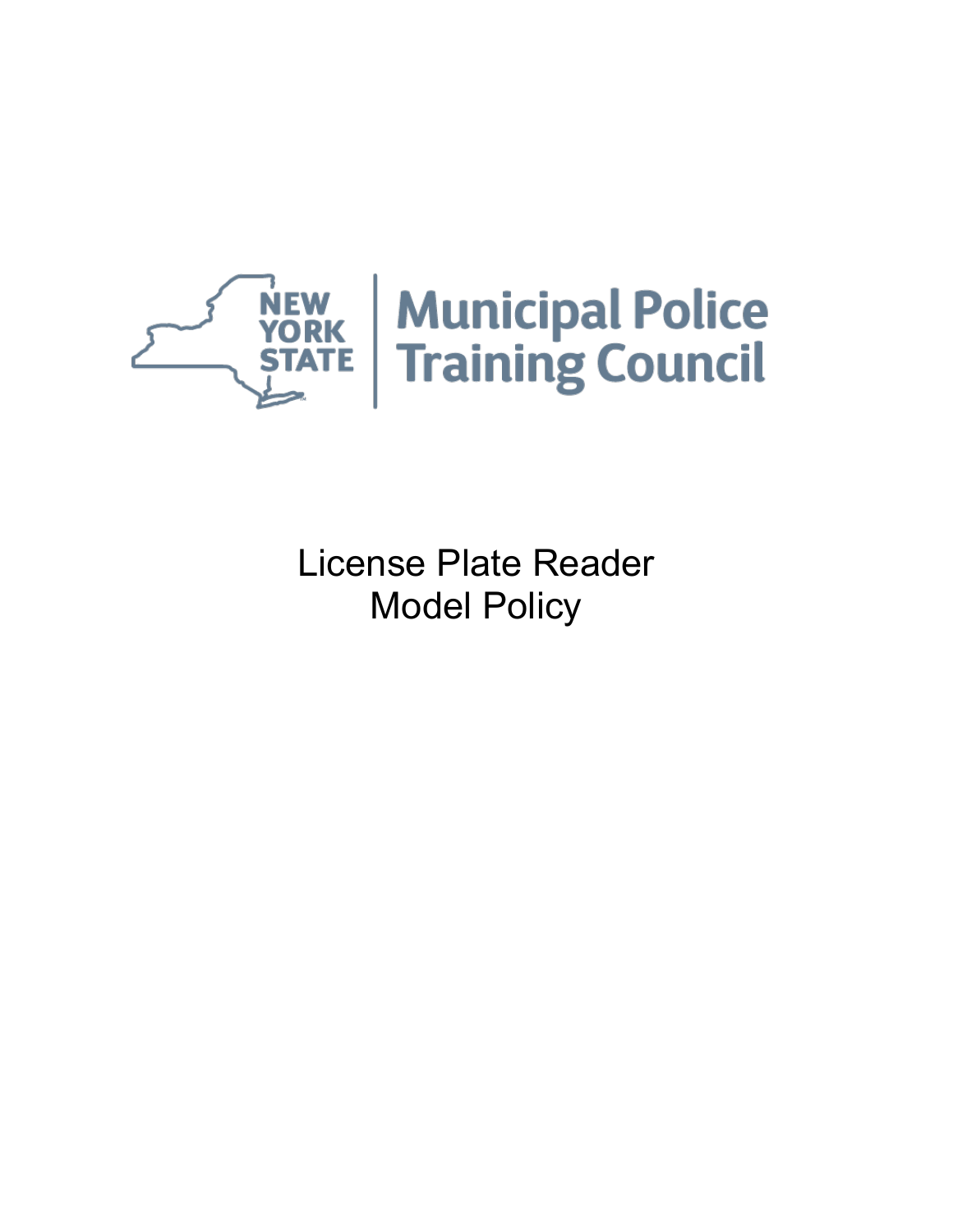NEW YORK STATE | Municipal Police Training Council

# License Plate Reader Model Policy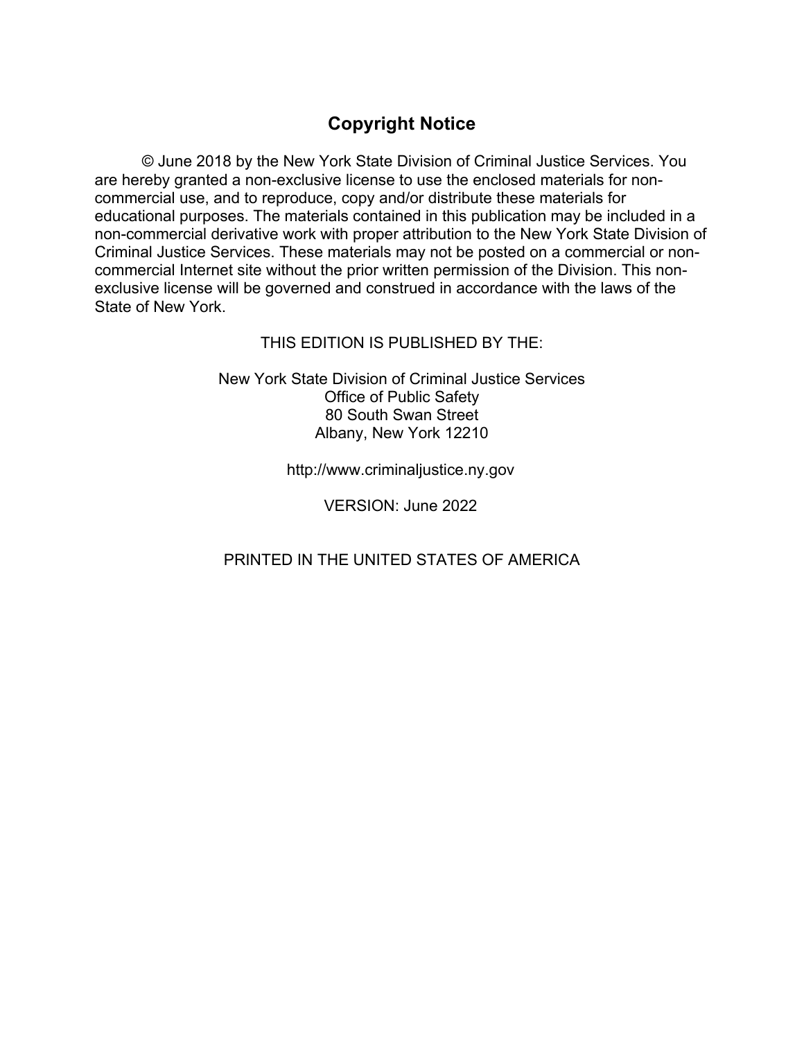## Copyright Notice

© June 2018 by the New York State Division of Criminal Justice Services. You are hereby granted a non-exclusive license to use the enclosed materials for non-commercial use, and to reproduce, copy and/or distribute these materials for educational purposes. The materials contained in this publication may be included in a non-commercial derivative work with proper attribution to the New York State Division of Criminal Justice Services. These materials may not be posted on a commercial or non-commercial Internet site without the prior written permission of the Division. This non-exclusive license will be governed and construed in accordance with the laws of the State of New York.

THIS EDITION IS PUBLISHED BY THE:

New York State Division of Criminal Justice Services
Office of Public Safety
80 South Swan Street
Albany, New York 12210

http://www.criminaljustice.ny.gov

VERSION: June 2022

PRINTED IN THE UNITED STATES OF AMERICA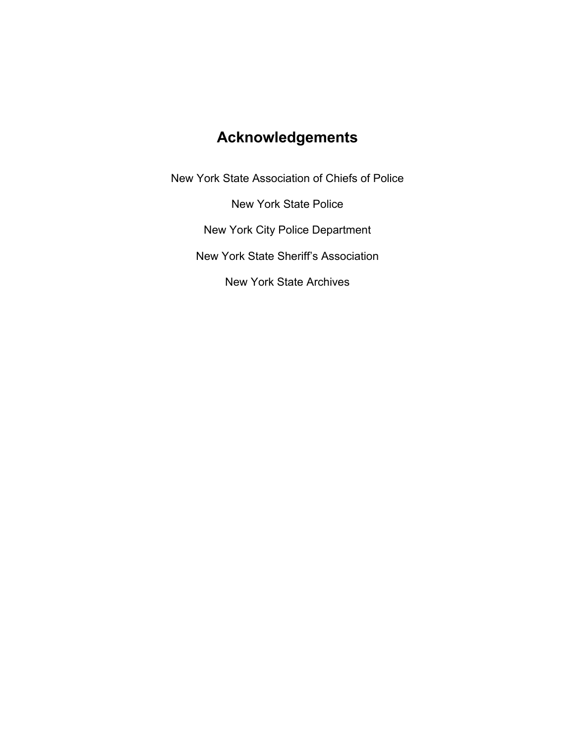# Acknowledgements

New York State Association of Chiefs of Police

New York State Police

New York City Police Department

New York State Sheriff's Association

New York State Archives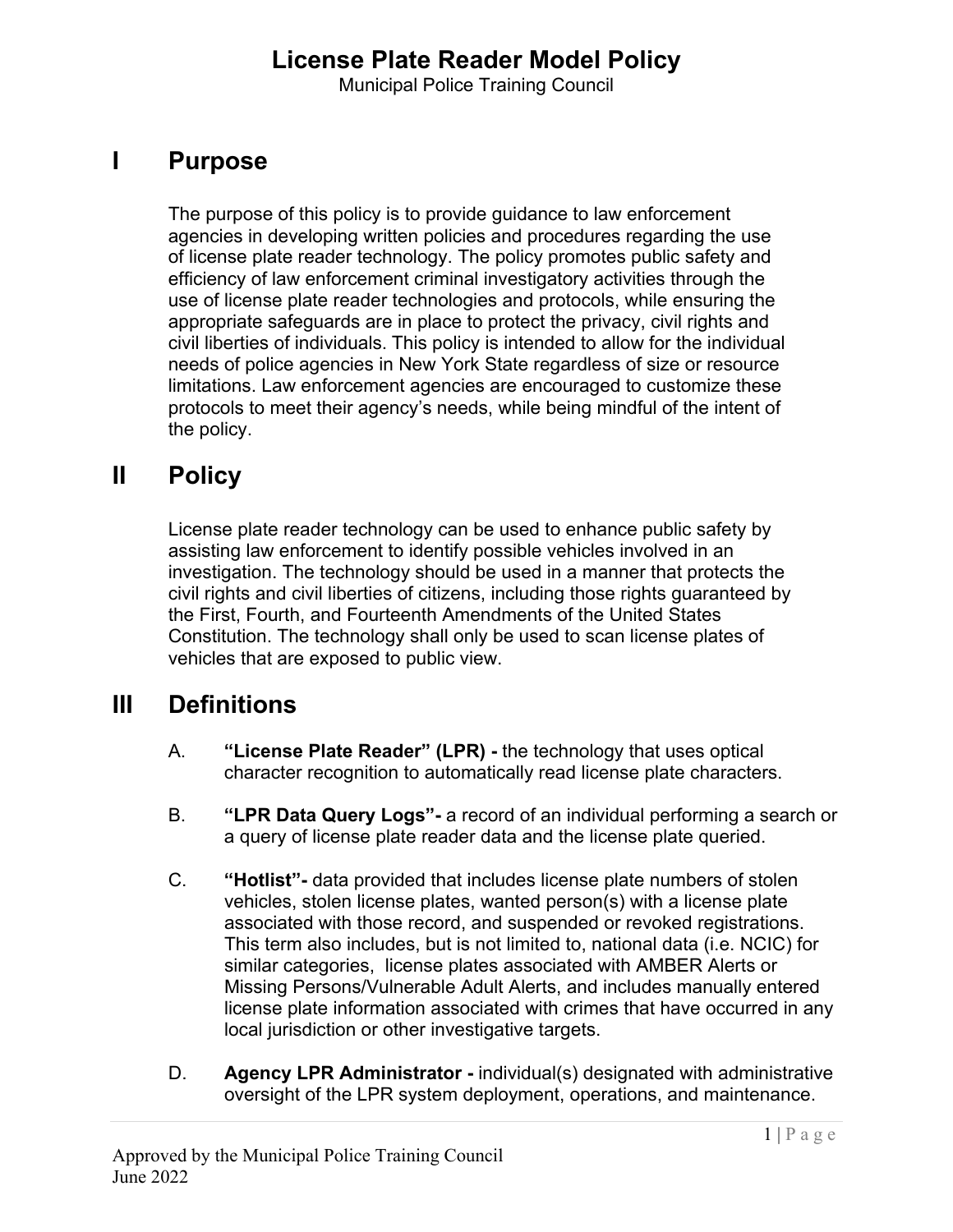# License Plate Reader Model Policy

Municipal Police Training Council

## I Purpose

The purpose of this policy is to provide guidance to law enforcement agencies in developing written policies and procedures regarding the use of license plate reader technology. The policy promotes public safety and efficiency of law enforcement criminal investigatory activities through the use of license plate reader technologies and protocols, while ensuring the appropriate safeguards are in place to protect the privacy, civil rights and civil liberties of individuals. This policy is intended to allow for the individual needs of police agencies in New York State regardless of size or resource limitations. Law enforcement agencies are encouraged to customize these protocols to meet their agency's needs, while being mindful of the intent of the policy.

## II Policy

License plate reader technology can be used to enhance public safety by assisting law enforcement to identify possible vehicles involved in an investigation. The technology should be used in a manner that protects the civil rights and civil liberties of citizens, including those rights guaranteed by the First, Fourth, and Fourteenth Amendments of the United States Constitution. The technology shall only be used to scan license plates of vehicles that are exposed to public view.

## III Definitions

A. **"License Plate Reader" (LPR) -** the technology that uses optical character recognition to automatically read license plate characters.

B. **"LPR Data Query Logs"-** a record of an individual performing a search or a query of license plate reader data and the license plate queried.

C. **"Hotlist"-** data provided that includes license plate numbers of stolen vehicles, stolen license plates, wanted person(s) with a license plate associated with those record, and suspended or revoked registrations. This term also includes, but is not limited to, national data (i.e. NCIC) for similar categories, license plates associated with AMBER Alerts or Missing Persons/Vulnerable Adult Alerts, and includes manually entered license plate information associated with crimes that have occurred in any local jurisdiction or other investigative targets.

D. **Agency LPR Administrator -** individual(s) designated with administrative oversight of the LPR system deployment, operations, and maintenance.

Approved by the Municipal Police Training Council
June 2022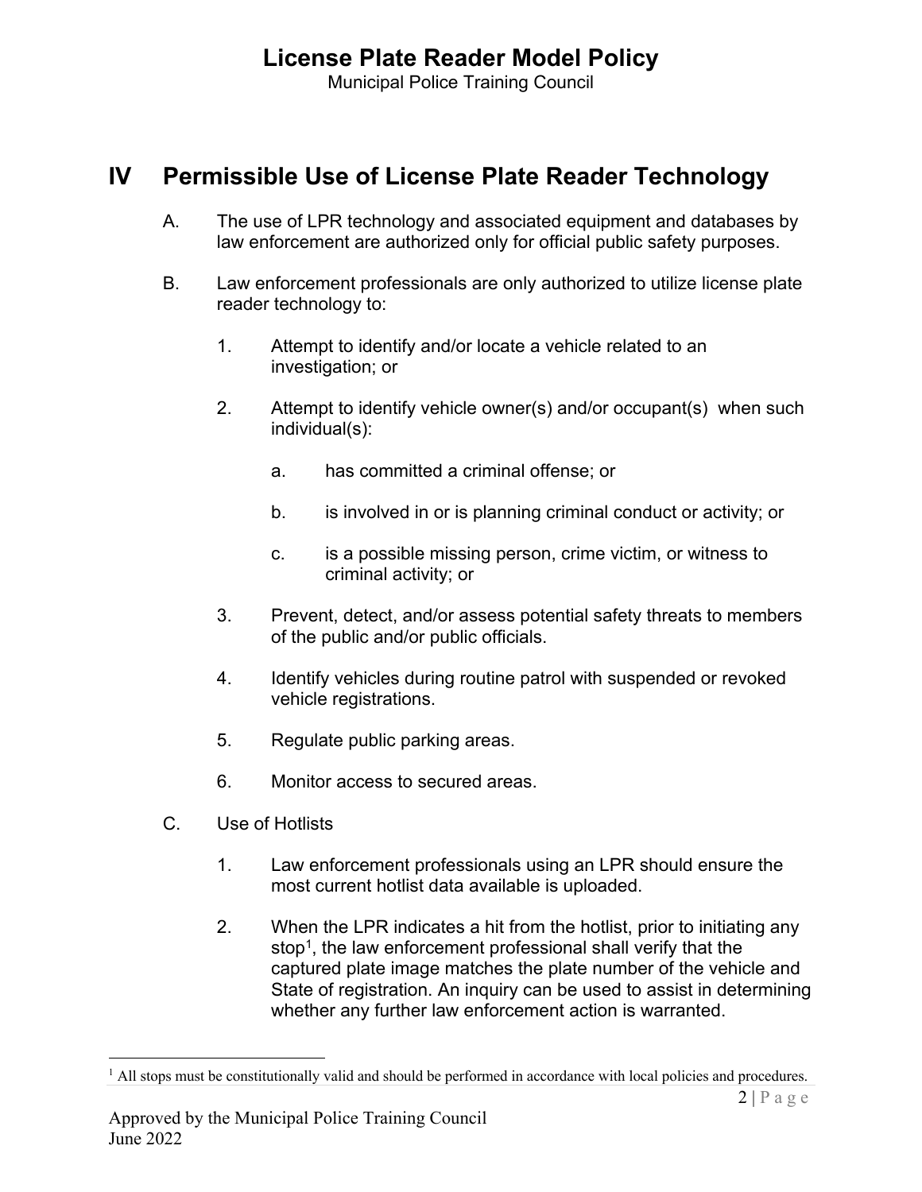## IV Permissible Use of License Plate Reader Technology

A. The use of LPR technology and associated equipment and databases by law enforcement are authorized only for official public safety purposes.

B. Law enforcement professionals are only authorized to utilize license plate reader technology to:

1. Attempt to identify and/or locate a vehicle related to an investigation; or

2. Attempt to identify vehicle owner(s) and/or occupant(s) when such individual(s):

   a. has committed a criminal offense; or

   b. is involved in or is planning criminal conduct or activity; or

   c. is a possible missing person, crime victim, or witness to criminal activity; or

3. Prevent, detect, and/or assess potential safety threats to members of the public and/or public officials.

4. Identify vehicles during routine patrol with suspended or revoked vehicle registrations.

5. Regulate public parking areas.

6. Monitor access to secured areas.

C. Use of Hotlists

1. Law enforcement professionals using an LPR should ensure the most current hotlist data available is uploaded.

2. When the LPR indicates a hit from the hotlist, prior to initiating any stop[1], the law enforcement professional shall verify that the captured plate image matches the plate number of the vehicle and State of registration. An inquiry can be used to assist in determining whether any further law enforcement action is warranted.

---

[1] All stops must be constitutionally valid and should be performed in accordance with local policies and procedures.

Approved by the Municipal Police Training Council
June 2022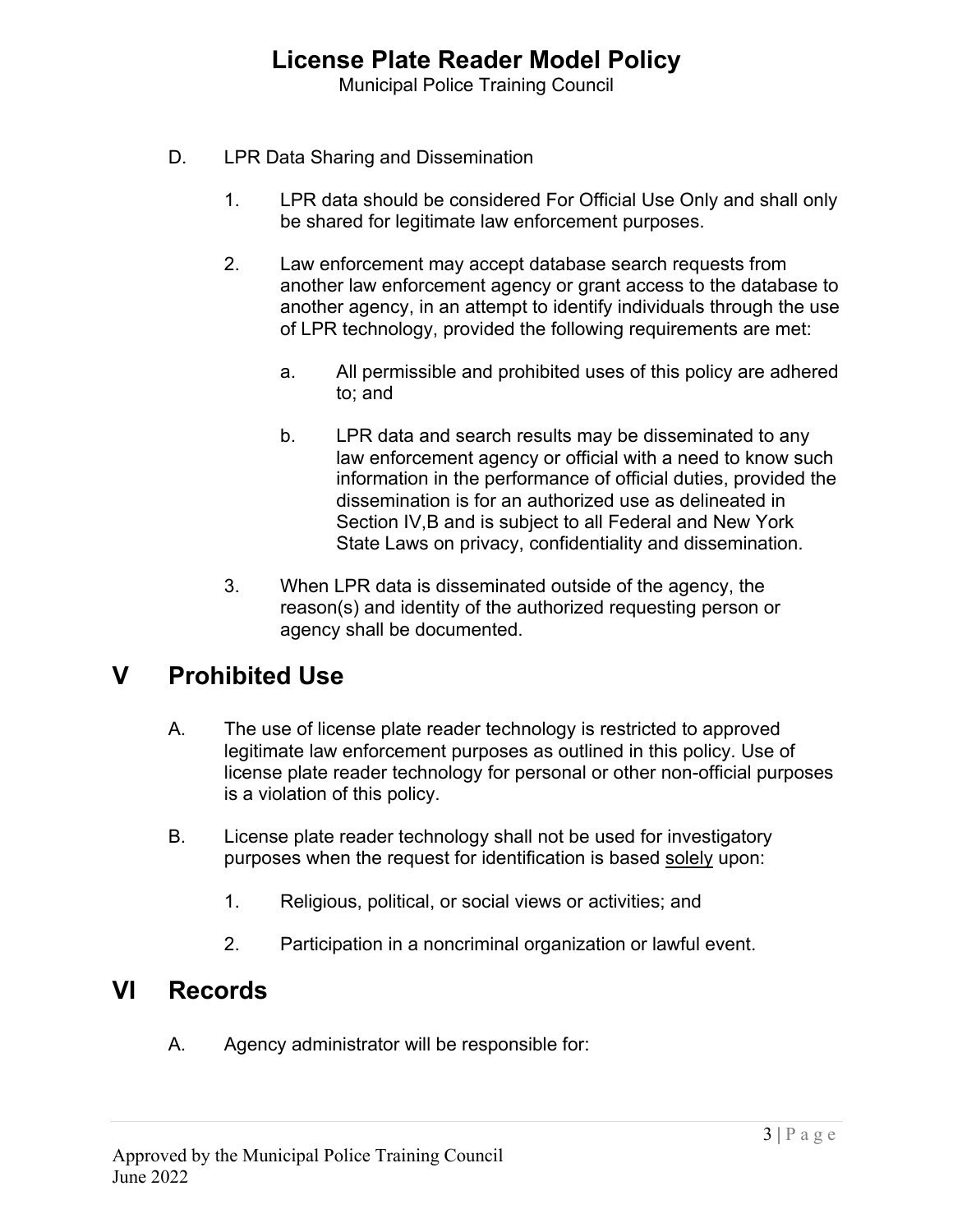D. LPR Data Sharing and Dissemination

1. LPR data should be considered For Official Use Only and shall only be shared for legitimate law enforcement purposes.

2. Law enforcement may accept database search requests from another law enforcement agency or grant access to the database to another agency, in an attempt to identify individuals through the use of LPR technology, provided the following requirements are met:

   a. All permissible and prohibited uses of this policy are adhered to; and

   b. LPR data and search results may be disseminated to any law enforcement agency or official with a need to know such information in the performance of official duties, provided the dissemination is for an authorized use as delineated in Section IV,B and is subject to all Federal and New York State Laws on privacy, confidentiality and dissemination.

3. When LPR data is disseminated outside of the agency, the reason(s) and identity of the authorized requesting person or agency shall be documented.

# V Prohibited Use

A. The use of license plate reader technology is restricted to approved legitimate law enforcement purposes as outlined in this policy. Use of license plate reader technology for personal or other non-official purposes is a violation of this policy.

B. License plate reader technology shall not be used for investigatory purposes when the request for identification is based <u>solely</u> upon:

1. Religious, political, or social views or activities; and

2. Participation in a noncriminal organization or lawful event.

# VI Records

A. Agency administrator will be responsible for: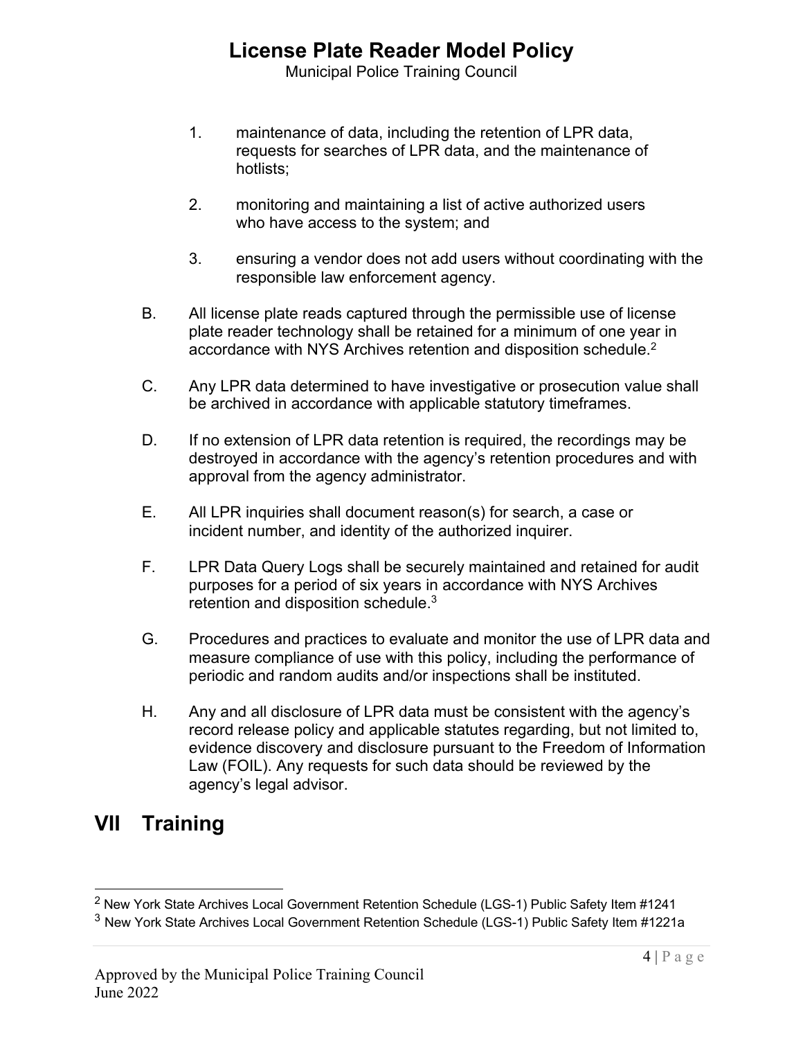1. maintenance of data, including the retention of LPR data, requests for searches of LPR data, and the maintenance of hotlists;

2. monitoring and maintaining a list of active authorized users who have access to the system; and

3. ensuring a vendor does not add users without coordinating with the responsible law enforcement agency.

B. All license plate reads captured through the permissible use of license plate reader technology shall be retained for a minimum of one year in accordance with NYS Archives retention and disposition schedule.[2]

C. Any LPR data determined to have investigative or prosecution value shall be archived in accordance with applicable statutory timeframes.

D. If no extension of LPR data retention is required, the recordings may be destroyed in accordance with the agency's retention procedures and with approval from the agency administrator.

E. All LPR inquiries shall document reason(s) for search, a case or incident number, and identity of the authorized inquirer.

F. LPR Data Query Logs shall be securely maintained and retained for audit purposes for a period of six years in accordance with NYS Archives retention and disposition schedule.[3]

G. Procedures and practices to evaluate and monitor the use of LPR data and measure compliance of use with this policy, including the performance of periodic and random audits and/or inspections shall be instituted.

H. Any and all disclosure of LPR data must be consistent with the agency's record release policy and applicable statutes regarding, but not limited to, evidence discovery and disclosure pursuant to the Freedom of Information Law (FOIL). Any requests for such data should be reviewed by the agency's legal advisor.

# VII Training

---

[2] New York State Archives Local Government Retention Schedule (LGS-1) Public Safety Item #1241

[3] New York State Archives Local Government Retention Schedule (LGS-1) Public Safety Item #1221a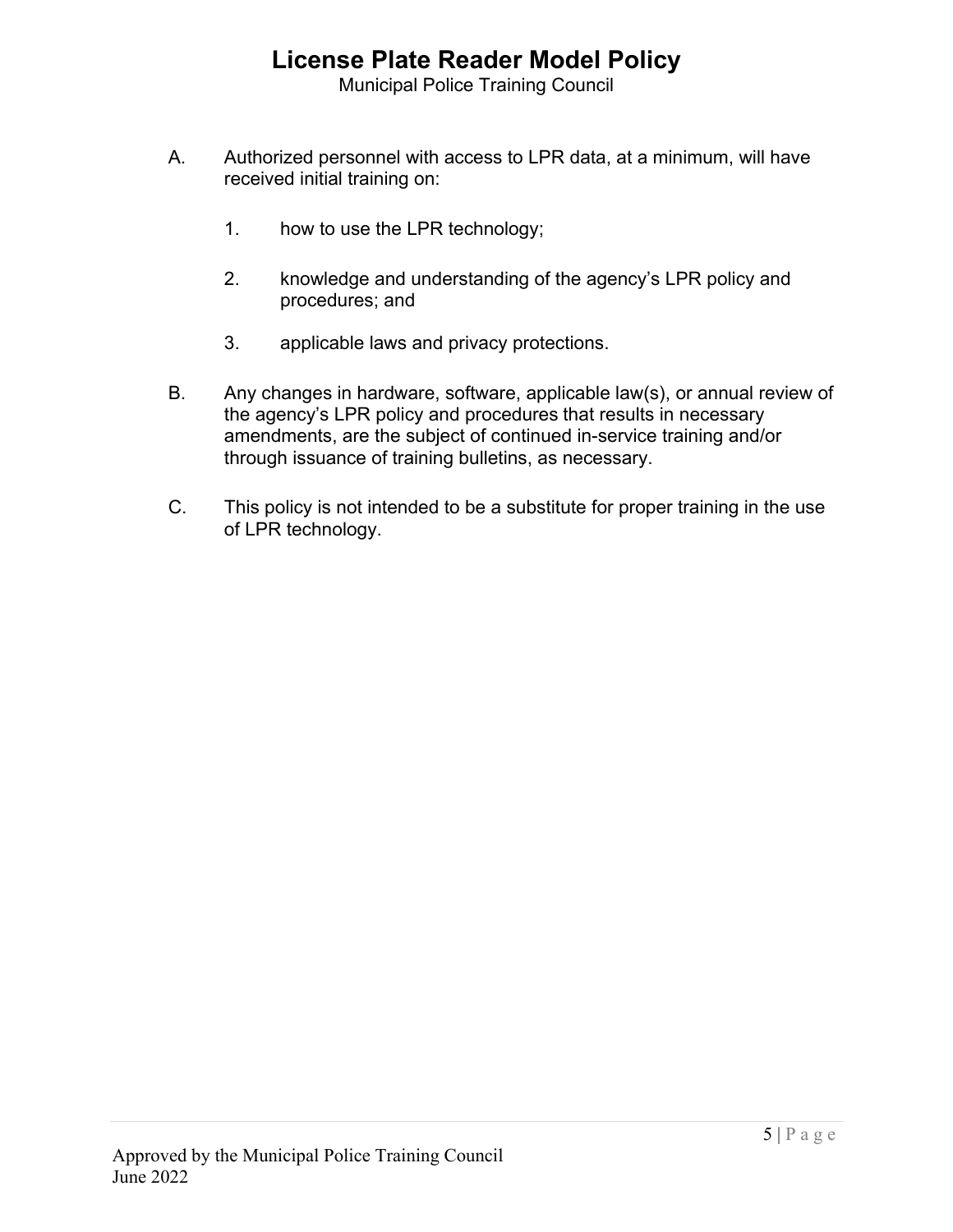A. Authorized personnel with access to LPR data, at a minimum, will have received initial training on:

   1. how to use the LPR technology;

   2. knowledge and understanding of the agency's LPR policy and procedures; and

   3. applicable laws and privacy protections.

B. Any changes in hardware, software, applicable law(s), or annual review of the agency's LPR policy and procedures that results in necessary amendments, are the subject of continued in-service training and/or through issuance of training bulletins, as necessary.

C. This policy is not intended to be a substitute for proper training in the use of LPR technology.